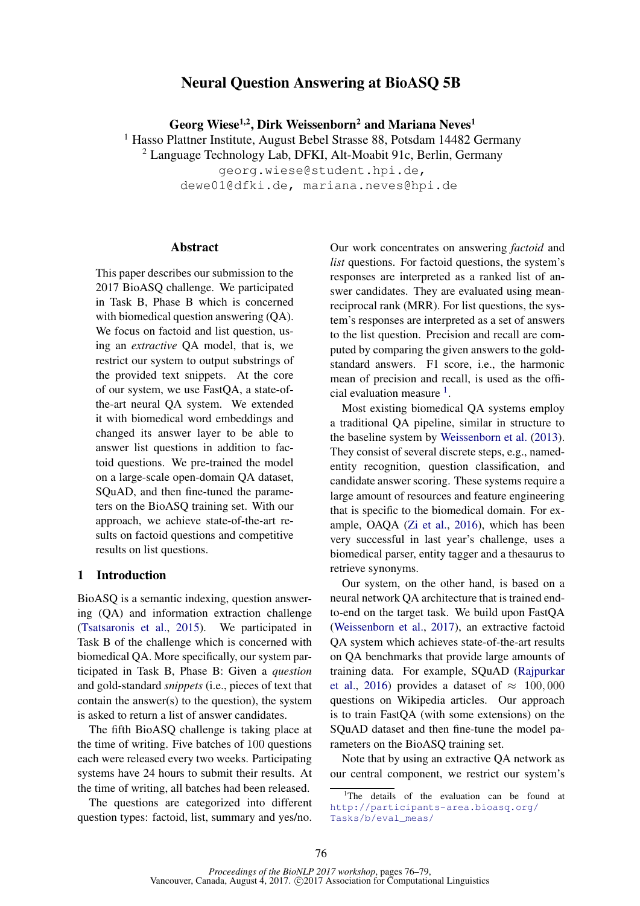# Neural Question Answering at BioASQ 5B

**Georg Wiese[1,2], Dirk Weissenborn[2] and Mariana Neves[1]**

[1] Hasso Plattner Institute, August Bebel Strasse 88, Potsdam 14482 Germany
[2] Language Technology Lab, DFKI, Alt-Moabit 91c, Berlin, Germany

georg.wiese@student.hpi.de,
dewe01@dfki.de, mariana.neves@hpi.de

## Abstract

This paper describes our submission to the 2017 BioASQ challenge. We participated in Task B, Phase B which is concerned with biomedical question answering (QA). We focus on factoid and list question, using an *extractive* QA model, that is, we restrict our system to output substrings of the provided text snippets. At the core of our system, we use FastQA, a state-of-the-art neural QA system. We extended it with biomedical word embeddings and changed its answer layer to be able to answer list questions in addition to factoid questions. We pre-trained the model on a large-scale open-domain QA dataset, SQuAD, and then fine-tuned the parameters on the BioASQ training set. With our approach, we achieve state-of-the-art results on factoid questions and competitive results on list questions.

## 1 Introduction

BioASQ is a semantic indexing, question answering (QA) and information extraction challenge (Tsatsaronis et al., 2015). We participated in Task B of the challenge which is concerned with biomedical QA. More specifically, our system participated in Task B, Phase B: Given a *question* and gold-standard *snippets* (i.e., pieces of text that contain the answer(s) to the question), the system is asked to return a list of answer candidates.

The fifth BioASQ challenge is taking place at the time of writing. Five batches of 100 questions each were released every two weeks. Participating systems have 24 hours to submit their results. At the time of writing, all batches had been released.

The questions are categorized into different question types: factoid, list, summary and yes/no. Our work concentrates on answering *factoid* and *list* questions. For factoid questions, the system's responses are interpreted as a ranked list of answer candidates. They are evaluated using mean-reciprocal rank (MRR). For list questions, the system's responses are interpreted as a set of answers to the list question. Precision and recall are computed by comparing the given answers to the gold-standard answers. F1 score, i.e., the harmonic mean of precision and recall, is used as the official evaluation measure [1].

Most existing biomedical QA systems employ a traditional QA pipeline, similar in structure to the baseline system by Weissenborn et al. (2013). They consist of several discrete steps, e.g., named-entity recognition, question classification, and candidate answer scoring. These systems require a large amount of resources and feature engineering that is specific to the biomedical domain. For example, OAQA (Zi et al., 2016), which has been very successful in last year's challenge, uses a biomedical parser, entity tagger and a thesaurus to retrieve synonyms.

Our system, on the other hand, is based on a neural network QA architecture that is trained end-to-end on the target task. We build upon FastQA (Weissenborn et al., 2017), an extractive factoid QA system which achieves state-of-the-art results on QA benchmarks that provide large amounts of training data. For example, SQuAD (Rajpurkar et al., 2016) provides a dataset of $\approx$ 100,000 questions on Wikipedia articles. Our approach is to train FastQA (with some extensions) on the SQuAD dataset and then fine-tune the model parameters on the BioASQ training set.

Note that by using an extractive QA network as our central component, we restrict our system's

[1] The details of the evaluation can be found at http://participants-area.bioasq.org/Tasks/b/eval_meas/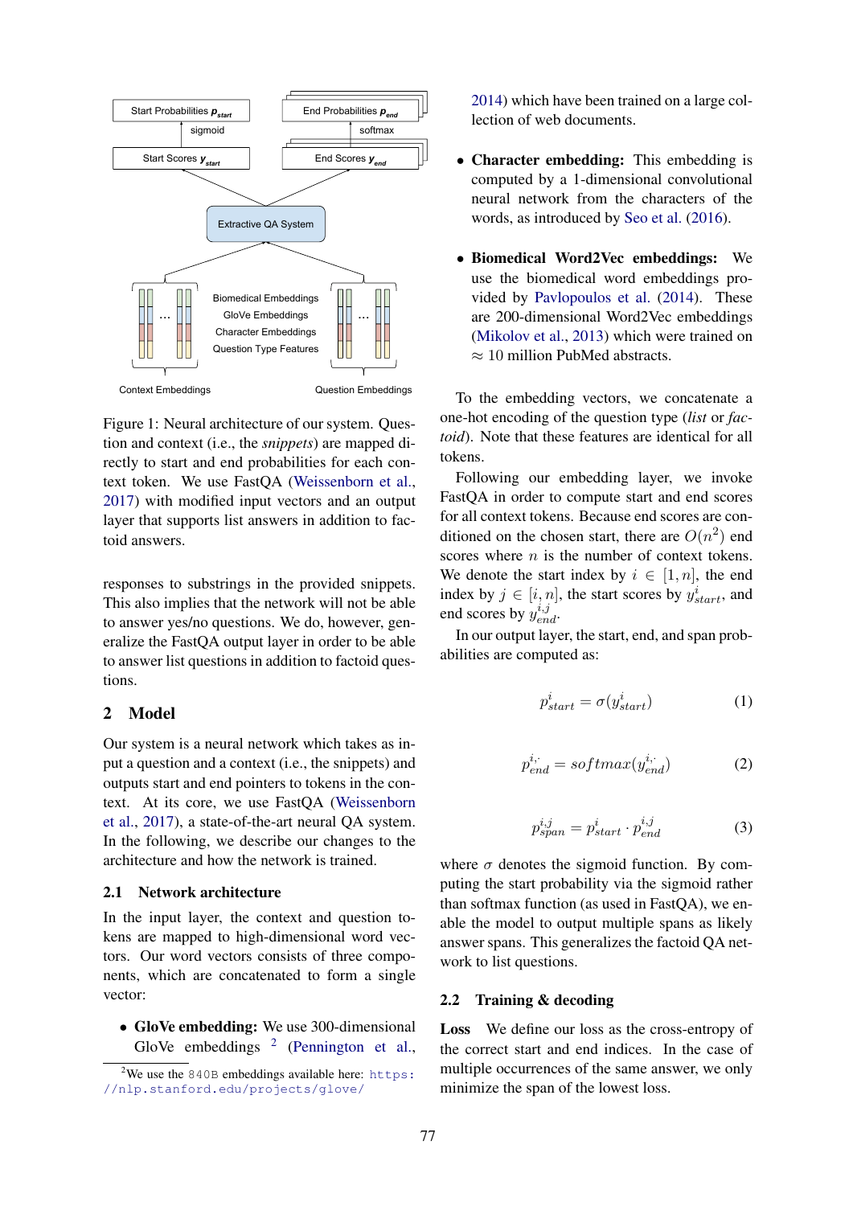Figure 1: Neural architecture of our system. Question and context (i.e., the *snippets*) are mapped directly to start and end probabilities for each context token. We use FastQA (Weissenborn et al., 2017) with modified input vectors and an output layer that supports list answers in addition to factoid answers.

responses to substrings in the provided snippets. This also implies that the network will not be able to answer yes/no questions. We do, however, generalize the FastQA output layer in order to be able to answer list questions in addition to factoid questions.

## 2 Model

Our system is a neural network which takes as input a question and a context (i.e., the snippets) and outputs start and end pointers to tokens in the context. At its core, we use FastQA (Weissenborn et al., 2017), a state-of-the-art neural QA system. In the following, we describe our changes to the architecture and how the network is trained.

### 2.1 Network architecture

In the input layer, the context and question tokens are mapped to high-dimensional word vectors. Our word vectors consists of three components, which are concatenated to form a single vector:

- **GloVe embedding:** We use 300-dimensional GloVe embeddings [2] (Pennington et al., 2014) which have been trained on a large collection of web documents.
- **Character embedding:** This embedding is computed by a 1-dimensional convolutional neural network from the characters of the words, as introduced by Seo et al. (2016).
- **Biomedical Word2Vec embeddings:** We use the biomedical word embeddings provided by Pavlopoulos et al. (2014). These are 200-dimensional Word2Vec embeddings (Mikolov et al., 2013) which were trained on $\approx$ 10 million PubMed abstracts.

To the embedding vectors, we concatenate a one-hot encoding of the question type (*list* or *factoid*). Note that these features are identical for all tokens.

Following our embedding layer, we invoke FastQA in order to compute start and end scores for all context tokens. Because end scores are conditioned on the chosen start, there are $O(n^2)$ end scores where $n$ is the number of context tokens. We denote the start index by $i \in [1, n]$, the end index by $j \in [i, n]$, the start scores by $y^i_{start}$, and end scores by $y^{i,j}_{end}$.

In our output layer, the start, end, and span probabilities are computed as:

$$p^i_{start} = \sigma(y^i_{start}) \tag{1}$$

$$p^{i,\cdot}_{end} = softmax(y^{i,\cdot}_{end}) \tag{2}$$

$$p^{i,j}_{span} = p^i_{start} \cdot p^{i,j}_{end} \tag{3}$$

where $\sigma$ denotes the sigmoid function. By computing the start probability via the sigmoid rather than softmax function (as used in FastQA), we enable the model to output multiple spans as likely answer spans. This generalizes the factoid QA network to list questions.

### 2.2 Training & decoding

**Loss** We define our loss as the cross-entropy of the correct start and end indices. In the case of multiple occurrences of the same answer, we only minimize the span of the lowest loss.

[2] We use the 840B embeddings available here: https://nlp.stanford.edu/projects/glove/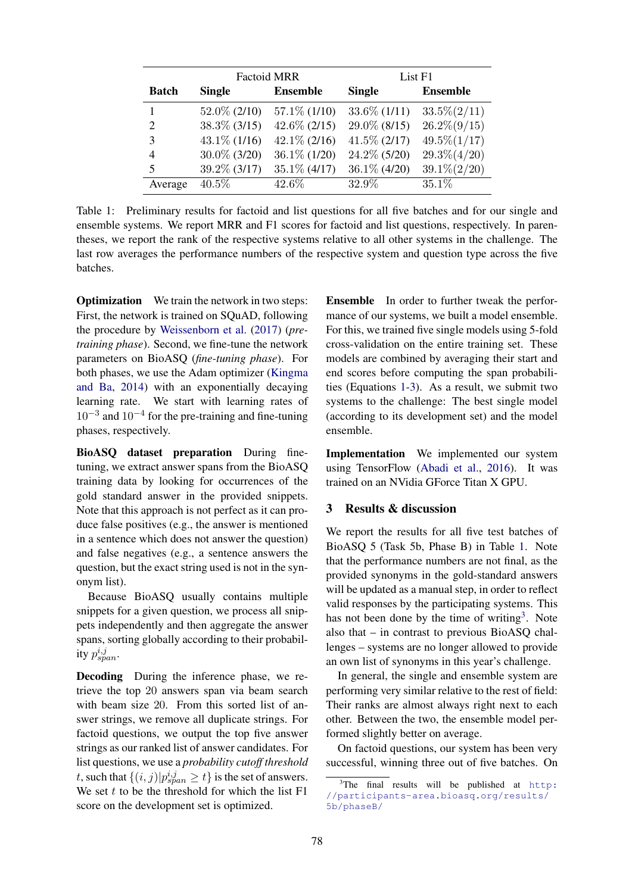| | Factoid MRR | | List F1 | |
|---|---|---|---|---|
| **Batch** | **Single** | **Ensemble** | **Single** | **Ensemble** |
| 1 | 52.0% (2/10) | 57.1% (1/10) | 33.6% (1/11) | 33.5%(2/11) |
| 2 | 38.3% (3/15) | 42.6% (2/15) | 29.0% (8/15) | 26.2%(9/15) |
| 3 | 43.1% (1/16) | 42.1% (2/16) | 41.5% (2/17) | 49.5%(1/17) |
| 4 | 30.0% (3/20) | 36.1% (1/20) | 24.2% (5/20) | 29.3%(4/20) |
| 5 | 39.2% (3/17) | 35.1% (4/17) | 36.1% (4/20) | 39.1%(2/20) |
| Average | 40.5% | 42.6% | 32.9% | 35.1% |

Table 1: Preliminary results for factoid and list questions for all five batches and for our single and ensemble systems. We report MRR and F1 scores for factoid and list questions, respectively. In parentheses, we report the rank of the respective systems relative to all other systems in the challenge. The last row averages the performance numbers of the respective system and question type across the five batches.

**Optimization** We train the network in two steps: First, the network is trained on SQuAD, following the procedure by Weissenborn et al. (2017) (*pre-training phase*). Second, we fine-tune the network parameters on BioASQ (*fine-tuning phase*). For both phases, we use the Adam optimizer (Kingma and Ba, 2014) with an exponentially decaying learning rate. We start with learning rates of $10^{-3}$ and $10^{-4}$ for the pre-training and fine-tuning phases, respectively.

**BioASQ dataset preparation** During fine-tuning, we extract answer spans from the BioASQ training data by looking for occurrences of the gold standard answer in the provided snippets. Note that this approach is not perfect as it can produce false positives (e.g., the answer is mentioned in a sentence which does not answer the question) and false negatives (e.g., a sentence answers the question, but the exact string used is not in the synonym list).

Because BioASQ usually contains multiple snippets for a given question, we process all snippets independently and then aggregate the answer spans, sorting globally according to their probability $p_{span}^{i,j}$.

**Decoding** During the inference phase, we retrieve the top 20 answers span via beam search with beam size 20. From this sorted list of answer strings, we remove all duplicate strings. For factoid questions, we output the top five answer strings as our ranked list of answer candidates. For list questions, we use a *probability cutoff threshold* $t$, such that $\{(i,j)|p_{span}^{i,j} \geq t\}$ is the set of answers. We set $t$ to be the threshold for which the list F1 score on the development set is optimized.

**Ensemble** In order to further tweak the performance of our systems, we built a model ensemble. For this, we trained five single models using 5-fold cross-validation on the entire training set. These models are combined by averaging their start and end scores before computing the span probabilities (Equations 1-3). As a result, we submit two systems to the challenge: The best single model (according to its development set) and the model ensemble.

**Implementation** We implemented our system using TensorFlow (Abadi et al., 2016). It was trained on an NVidia GForce Titan X GPU.

## 3 Results & discussion

We report the results for all five test batches of BioASQ 5 (Task 5b, Phase B) in Table 1. Note that the performance numbers are not final, as the provided synonyms in the gold-standard answers will be updated as a manual step, in order to reflect valid responses by the participating systems. This has not been done by the time of writing[3]. Note also that – in contrast to previous BioASQ challenges – systems are no longer allowed to provide an own list of synonyms in this year's challenge.

In general, the single and ensemble system are performing very similar relative to the rest of field: Their ranks are almost always right next to each other. Between the two, the ensemble model performed slightly better on average.

On factoid questions, our system has been very successful, winning three out of five batches. On

[3]The final results will be published at http://participants-area.bioasq.org/results/5b/phaseB/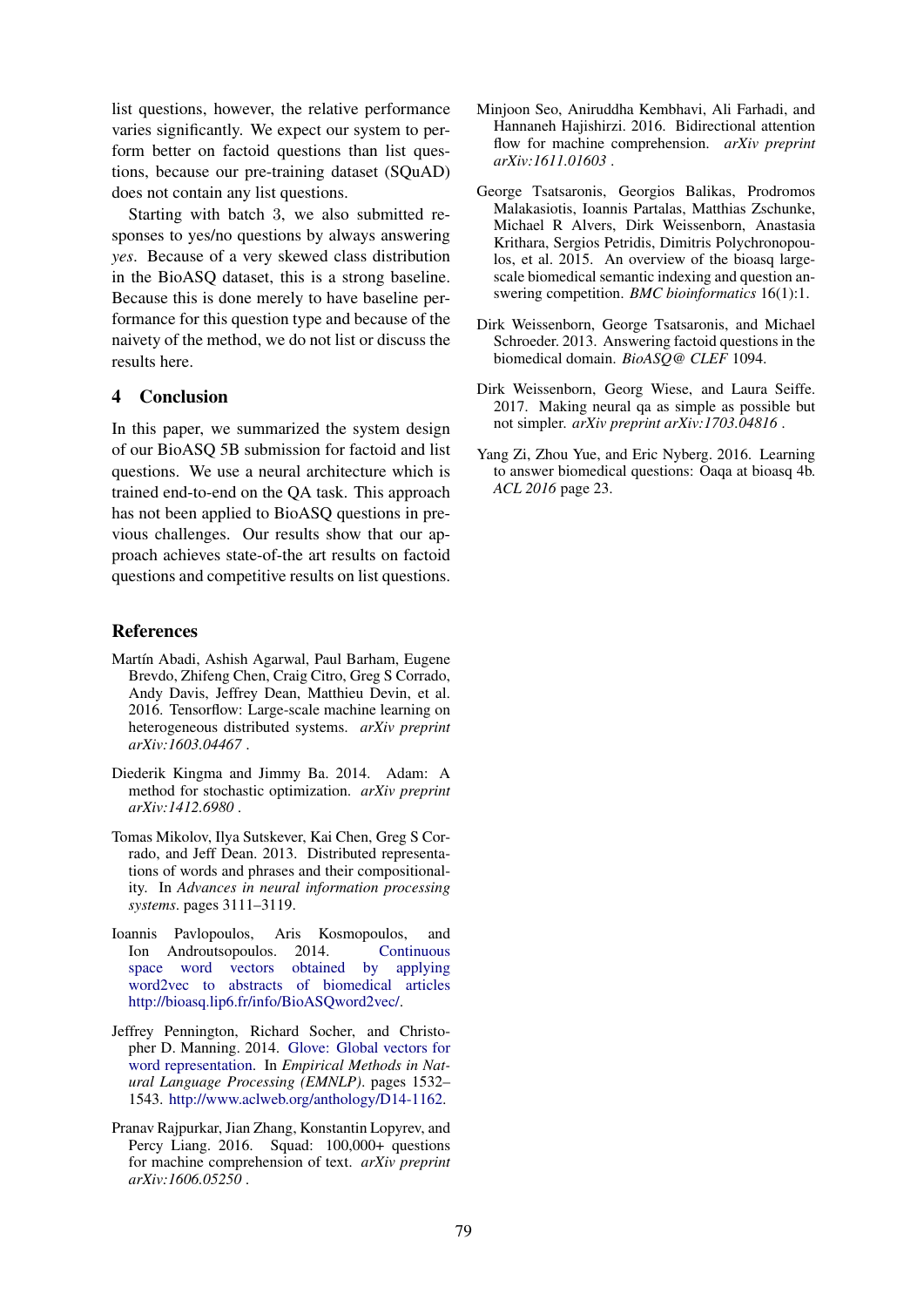list questions, however, the relative performance varies significantly. We expect our system to perform better on factoid questions than list questions, because our pre-training dataset (SQuAD) does not contain any list questions.

Starting with batch 3, we also submitted responses to yes/no questions by always answering *yes*. Because of a very skewed class distribution in the BioASQ dataset, this is a strong baseline. Because this is done merely to have baseline performance for this question type and because of the naivety of the method, we do not list or discuss the results here.

## 4 Conclusion

In this paper, we summarized the system design of our BioASQ 5B submission for factoid and list questions. We use a neural architecture which is trained end-to-end on the QA task. This approach has not been applied to BioASQ questions in previous challenges. Our results show that our approach achieves state-of-the art results on factoid questions and competitive results on list questions.

## References

Martín Abadi, Ashish Agarwal, Paul Barham, Eugene Brevdo, Zhifeng Chen, Craig Citro, Greg S Corrado, Andy Davis, Jeffrey Dean, Matthieu Devin, et al. 2016. Tensorflow: Large-scale machine learning on heterogeneous distributed systems. *arXiv preprint arXiv:1603.04467* .

Diederik Kingma and Jimmy Ba. 2014. Adam: A method for stochastic optimization. *arXiv preprint arXiv:1412.6980* .

Tomas Mikolov, Ilya Sutskever, Kai Chen, Greg S Corrado, and Jeff Dean. 2013. Distributed representations of words and phrases and their compositionality. In *Advances in neural information processing systems*. pages 3111–3119.

Ioannis Pavlopoulos, Aris Kosmopoulos, and Ion Androutsopoulos. 2014. Continuous space word vectors obtained by applying word2vec to abstracts of biomedical articles http://bioasq.lip6.fr/info/BioASQword2vec/.

Jeffrey Pennington, Richard Socher, and Christopher D. Manning. 2014. Glove: Global vectors for word representation. In *Empirical Methods in Natural Language Processing (EMNLP)*. pages 1532–1543. http://www.aclweb.org/anthology/D14-1162.

Pranav Rajpurkar, Jian Zhang, Konstantin Lopyrev, and Percy Liang. 2016. Squad: 100,000+ questions for machine comprehension of text. *arXiv preprint arXiv:1606.05250* .

Minjoon Seo, Aniruddha Kembhavi, Ali Farhadi, and Hannaneh Hajishirzi. 2016. Bidirectional attention flow for machine comprehension. *arXiv preprint arXiv:1611.01603* .

George Tsatsaronis, Georgios Balikas, Prodromos Malakasiotis, Ioannis Partalas, Matthias Zschunke, Michael R Alvers, Dirk Weissenborn, Anastasia Krithara, Sergios Petridis, Dimitris Polychronopoulos, et al. 2015. An overview of the bioasq large-scale biomedical semantic indexing and question answering competition. *BMC bioinformatics* 16(1):1.

Dirk Weissenborn, George Tsatsaronis, and Michael Schroeder. 2013. Answering factoid questions in the biomedical domain. *BioASQ@ CLEF* 1094.

Dirk Weissenborn, Georg Wiese, and Laura Seiffe. 2017. Making neural qa as simple as possible but not simpler. *arXiv preprint arXiv:1703.04816* .

Yang Zi, Zhou Yue, and Eric Nyberg. 2016. Learning to answer biomedical questions: Oaqa at bioasq 4b. *ACL 2016* page 23.